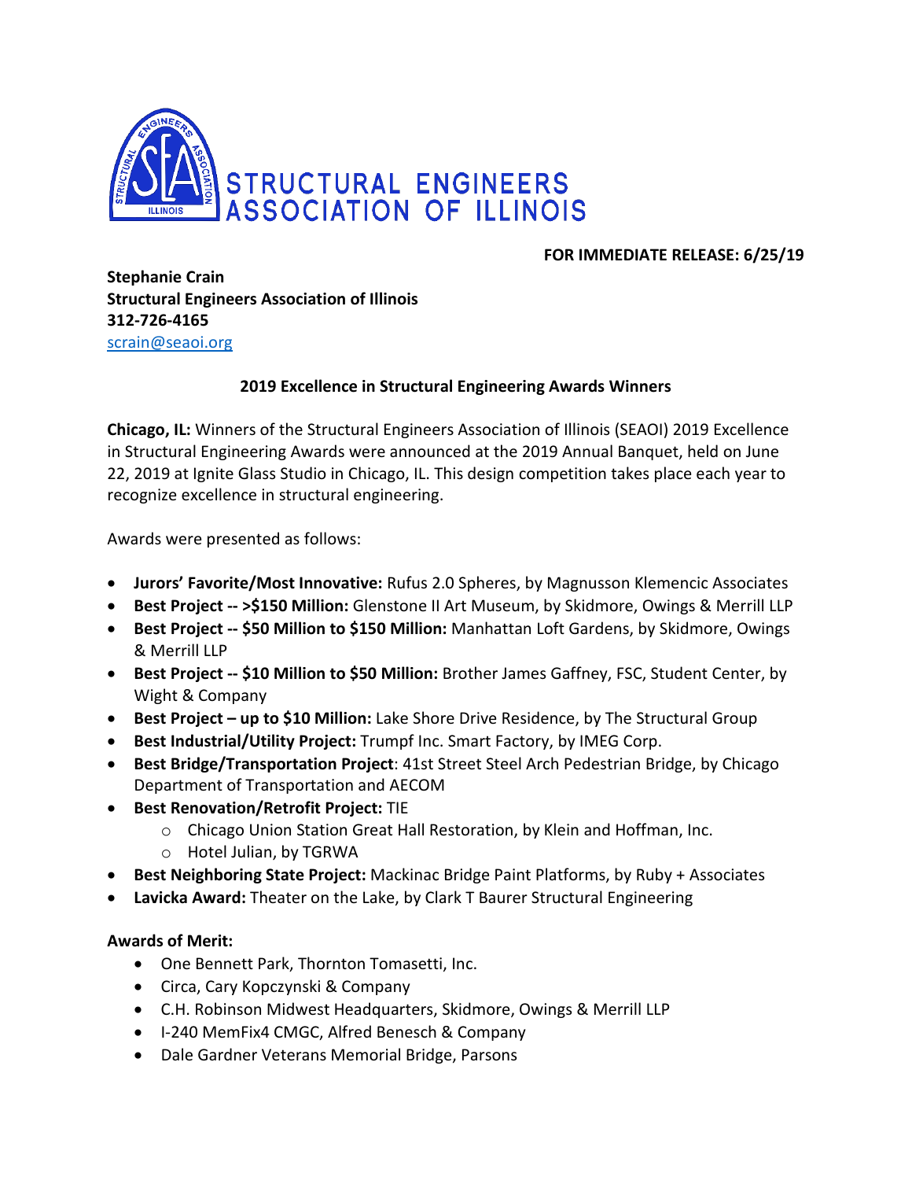# STRUCTURAL ENGINEERS ASSOCIATION OF ILLINOIS

**FOR IMMEDIATE RELEASE: 6/25/19**

**Stephanie Crain**
**Structural Engineers Association of Illinois**
**312-726-4165**
scrain@seaoi.org

## 2019 Excellence in Structural Engineering Awards Winners

**Chicago, IL:** Winners of the Structural Engineers Association of Illinois (SEAOI) 2019 Excellence in Structural Engineering Awards were announced at the 2019 Annual Banquet, held on June 22, 2019 at Ignite Glass Studio in Chicago, IL. This design competition takes place each year to recognize excellence in structural engineering.

Awards were presented as follows:

- **Jurors' Favorite/Most Innovative:** Rufus 2.0 Spheres, by Magnusson Klemencic Associates
- **Best Project -- >$150 Million:** Glenstone II Art Museum, by Skidmore, Owings & Merrill LLP
- **Best Project -- $50 Million to $150 Million:** Manhattan Loft Gardens, by Skidmore, Owings & Merrill LLP
- **Best Project -- $10 Million to $50 Million:** Brother James Gaffney, FSC, Student Center, by Wight & Company
- **Best Project – up to $10 Million:** Lake Shore Drive Residence, by The Structural Group
- **Best Industrial/Utility Project:** Trumpf Inc. Smart Factory, by IMEG Corp.
- **Best Bridge/Transportation Project**: 41st Street Steel Arch Pedestrian Bridge, by Chicago Department of Transportation and AECOM
- **Best Renovation/Retrofit Project:** TIE
  - Chicago Union Station Great Hall Restoration, by Klein and Hoffman, Inc.
  - Hotel Julian, by TGRWA
- **Best Neighboring State Project:** Mackinac Bridge Paint Platforms, by Ruby + Associates
- **Lavicka Award:** Theater on the Lake, by Clark T Baurer Structural Engineering

**Awards of Merit:**

- One Bennett Park, Thornton Tomasetti, Inc.
- Circa, Cary Kopczynski & Company
- C.H. Robinson Midwest Headquarters, Skidmore, Owings & Merrill LLP
- I-240 MemFix4 CMGC, Alfred Benesch & Company
- Dale Gardner Veterans Memorial Bridge, Parsons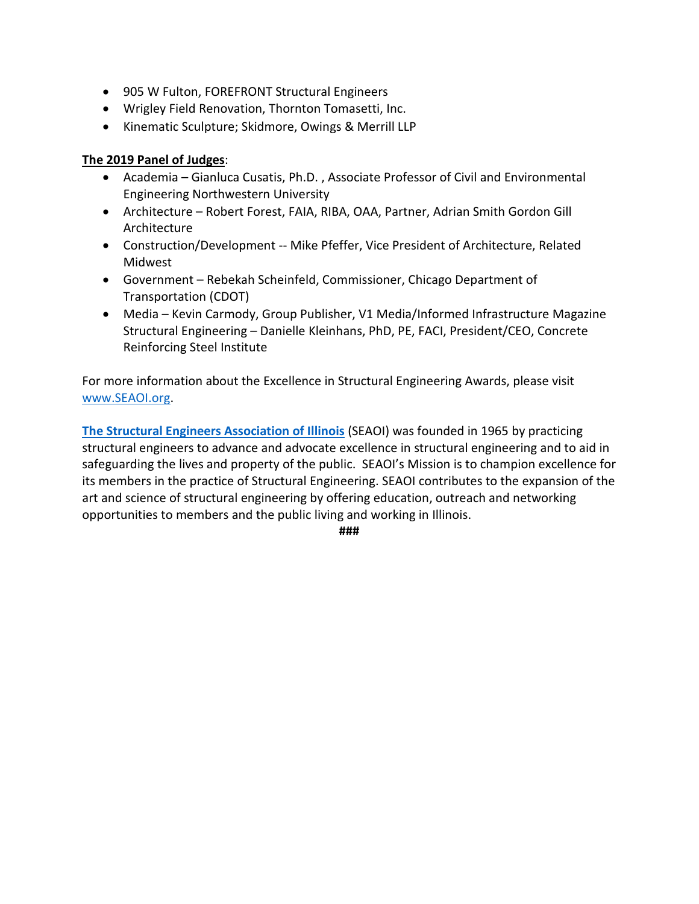- 905 W Fulton, FOREFRONT Structural Engineers
- Wrigley Field Renovation, Thornton Tomasetti, Inc.
- Kinematic Sculpture; Skidmore, Owings & Merrill LLP

**The 2019 Panel of Judges**:

- Academia – Gianluca Cusatis, Ph.D. , Associate Professor of Civil and Environmental Engineering Northwestern University
- Architecture – Robert Forest, FAIA, RIBA, OAA, Partner, Adrian Smith Gordon Gill Architecture
- Construction/Development -- Mike Pfeffer, Vice President of Architecture, Related Midwest
- Government – Rebekah Scheinfeld, Commissioner, Chicago Department of Transportation (CDOT)
- Media – Kevin Carmody, Group Publisher, V1 Media/Informed Infrastructure Magazine Structural Engineering – Danielle Kleinhans, PhD, PE, FACI, President/CEO, Concrete Reinforcing Steel Institute

For more information about the Excellence in Structural Engineering Awards, please visit www.SEAOI.org.

**The Structural Engineers Association of Illinois** (SEAOI) was founded in 1965 by practicing structural engineers to advance and advocate excellence in structural engineering and to aid in safeguarding the lives and property of the public. SEAOI's Mission is to champion excellence for its members in the practice of Structural Engineering. SEAOI contributes to the expansion of the art and science of structural engineering by offering education, outreach and networking opportunities to members and the public living and working in Illinois.

**###**